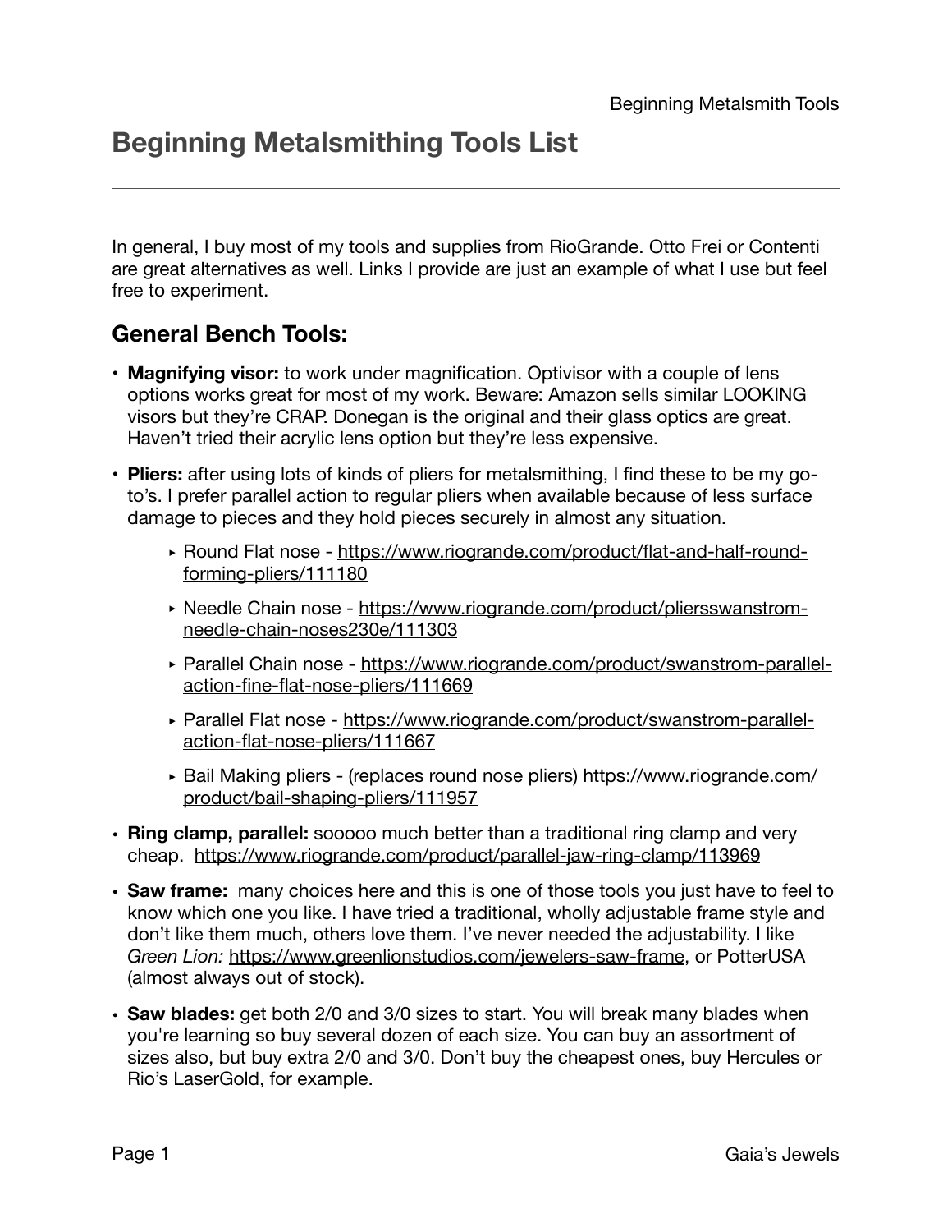# Beginning Metalsmithing Tools List

---

In general, I buy most of my tools and supplies from RioGrande. Otto Frei or Contenti are great alternatives as well. Links I provide are just an example of what I use but feel free to experiment.

## General Bench Tools:

- **Magnifying visor:** to work under magnification. Optivisor with a couple of lens options works great for most of my work. Beware: Amazon sells similar LOOKING visors but they're CRAP. Donegan is the original and their glass optics are great. Haven't tried their acrylic lens option but they're less expensive.
- **Pliers:** after using lots of kinds of pliers for metalsmithing, I find these to be my go-to's. I prefer parallel action to regular pliers when available because of less surface damage to pieces and they hold pieces securely in almost any situation.
    - Round Flat nose - https://www.riogrande.com/product/flat-and-half-round-forming-pliers/111180
    - Needle Chain nose - https://www.riogrande.com/product/pliersswanstrom-needle-chain-noses230e/111303
    - Parallel Chain nose - https://www.riogrande.com/product/swanstrom-parallel-action-fine-flat-nose-pliers/111669
    - Parallel Flat nose - https://www.riogrande.com/product/swanstrom-parallel-action-flat-nose-pliers/111667
    - Bail Making pliers - (replaces round nose pliers) https://www.riogrande.com/product/bail-shaping-pliers/111957
- **Ring clamp, parallel:** sooooo much better than a traditional ring clamp and very cheap. https://www.riogrande.com/product/parallel-jaw-ring-clamp/113969
- **Saw frame:** many choices here and this is one of those tools you just have to feel to know which one you like. I have tried a traditional, wholly adjustable frame style and don't like them much, others love them. I've never needed the adjustability. I like *Green Lion:* https://www.greenlionstudios.com/jewelers-saw-frame, or PotterUSA (almost always out of stock).
- **Saw blades:** get both 2/0 and 3/0 sizes to start. You will break many blades when you're learning so buy several dozen of each size. You can buy an assortment of sizes also, but buy extra 2/0 and 3/0. Don't buy the cheapest ones, buy Hercules or Rio's LaserGold, for example.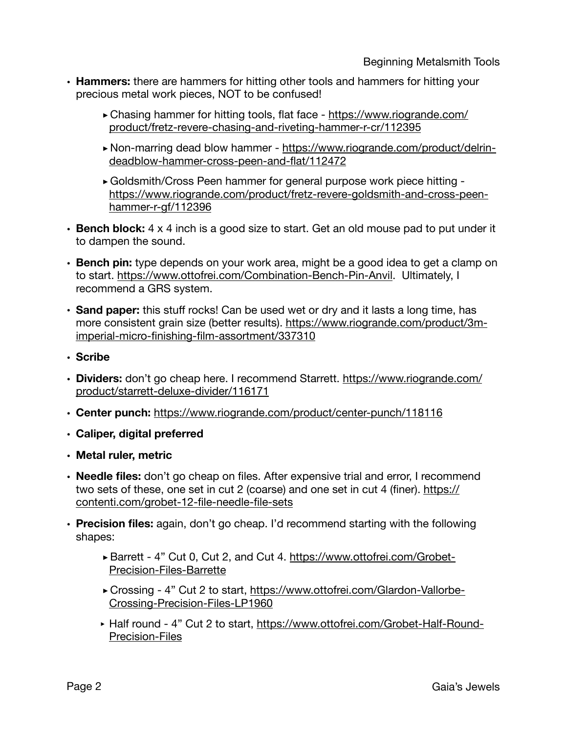- **Hammers:** there are hammers for hitting other tools and hammers for hitting your precious metal work pieces, NOT to be confused!
  - Chasing hammer for hitting tools, flat face - https://www.riogrande.com/product/fretz-revere-chasing-and-riveting-hammer-r-cr/112395
  - Non-marring dead blow hammer - https://www.riogrande.com/product/delrin-deadblow-hammer-cross-peen-and-flat/112472
  - Goldsmith/Cross Peen hammer for general purpose work piece hitting - https://www.riogrande.com/product/fretz-revere-goldsmith-and-cross-peen-hammer-r-gf/112396
- **Bench block:** 4 x 4 inch is a good size to start. Get an old mouse pad to put under it to dampen the sound.
- **Bench pin:** type depends on your work area, might be a good idea to get a clamp on to start. https://www.ottofrei.com/Combination-Bench-Pin-Anvil. Ultimately, I recommend a GRS system.
- **Sand paper:** this stuff rocks! Can be used wet or dry and it lasts a long time, has more consistent grain size (better results). https://www.riogrande.com/product/3m-imperial-micro-finishing-film-assortment/337310
- **Scribe**
- **Dividers:** don't go cheap here. I recommend Starrett. https://www.riogrande.com/product/starrett-deluxe-divider/116171
- **Center punch:** https://www.riogrande.com/product/center-punch/118116
- **Caliper, digital preferred**
- **Metal ruler, metric**
- **Needle files:** don't go cheap on files. After expensive trial and error, I recommend two sets of these, one set in cut 2 (coarse) and one set in cut 4 (finer). https://contenti.com/grobet-12-file-needle-file-sets
- **Precision files:** again, don't go cheap. I'd recommend starting with the following shapes:
  - Barrett - 4" Cut 0, Cut 2, and Cut 4. https://www.ottofrei.com/Grobet-Precision-Files-Barrette
  - Crossing - 4" Cut 2 to start, https://www.ottofrei.com/Glardon-Vallorbe-Crossing-Precision-Files-LP1960
  - Half round - 4" Cut 2 to start, https://www.ottofrei.com/Grobet-Half-Round-Precision-Files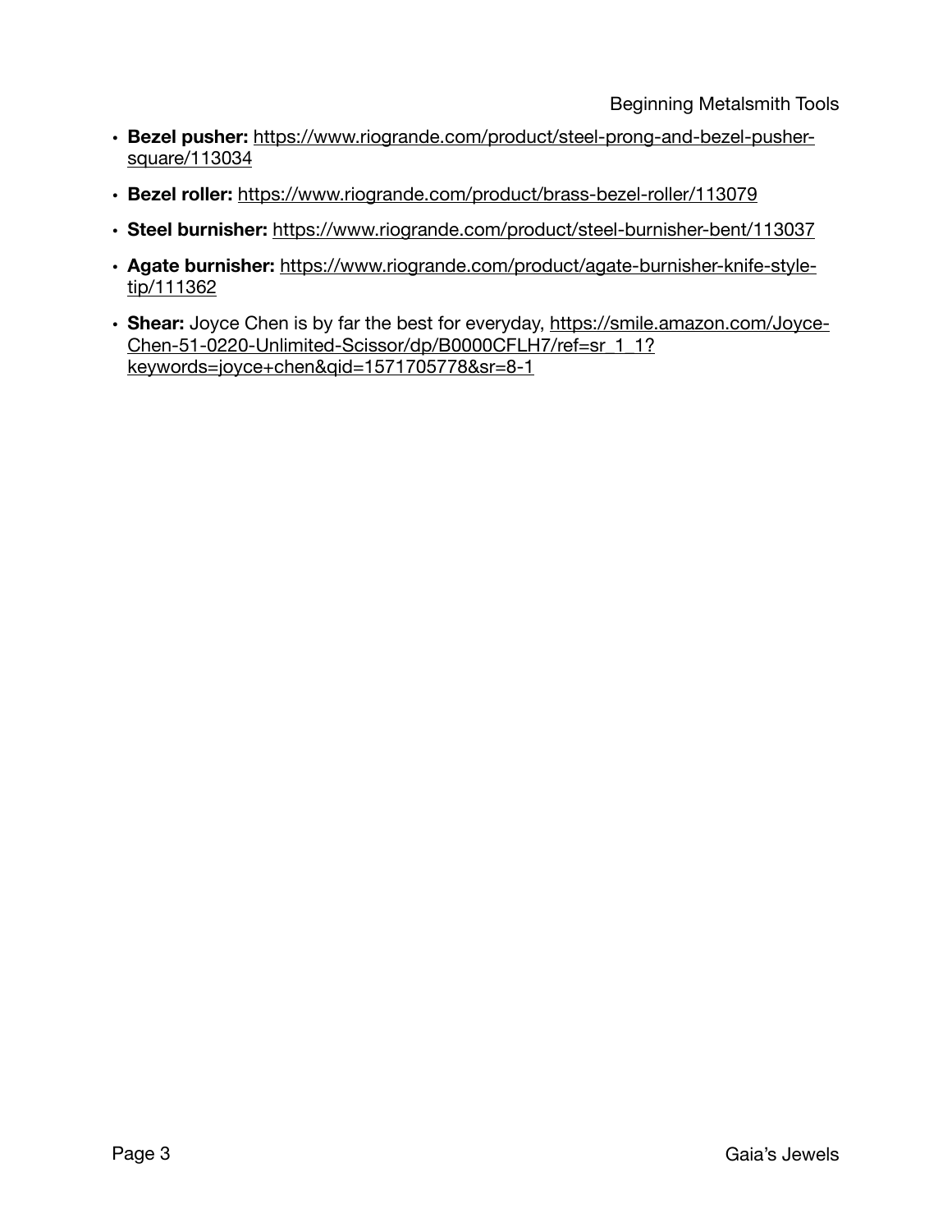- **Bezel pusher:** https://www.riogrande.com/product/steel-prong-and-bezel-pusher-square/113034
- **Bezel roller:** https://www.riogrande.com/product/brass-bezel-roller/113079
- **Steel burnisher:** https://www.riogrande.com/product/steel-burnisher-bent/113037
- **Agate burnisher:** https://www.riogrande.com/product/agate-burnisher-knife-style-tip/111362
- **Shear:** Joyce Chen is by far the best for everyday, https://smile.amazon.com/Joyce-Chen-51-0220-Unlimited-Scissor/dp/B0000CFLH7/ref=sr_1_1?keywords=joyce+chen&qid=1571705778&sr=8-1